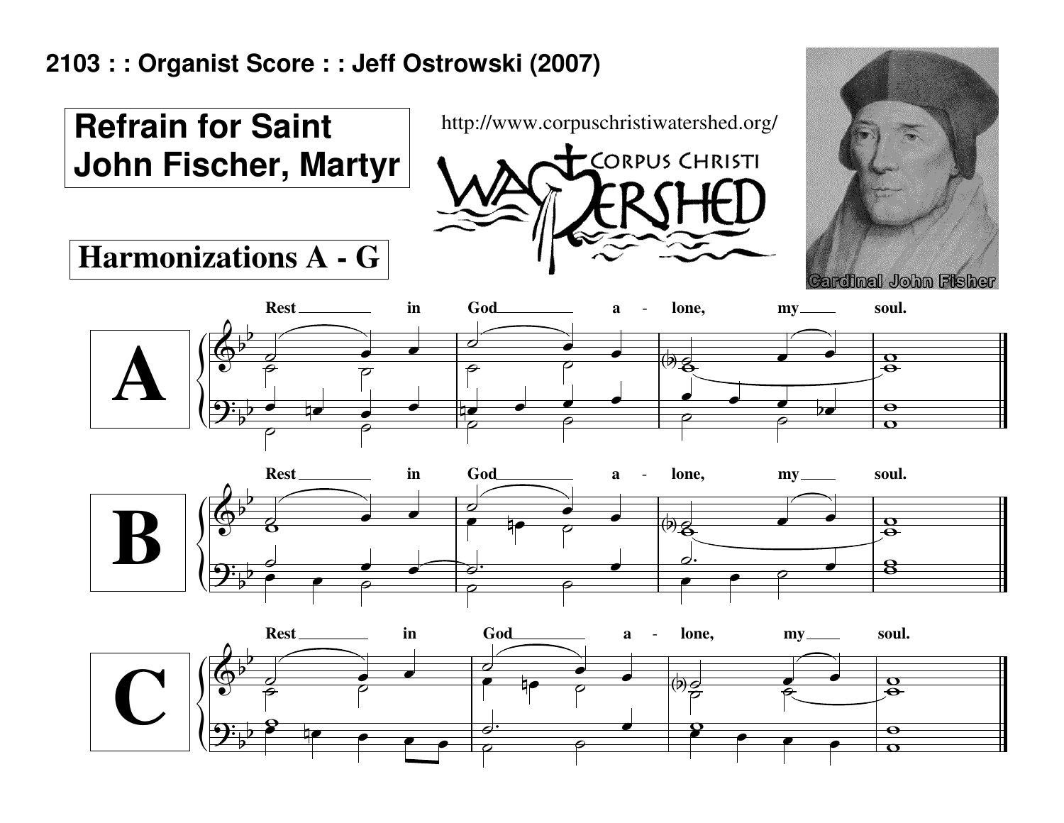**2103 : : Organist Score : : Jeff Ostrowski (2007)**

# Refrain for Saint John Fischer, Martyr

http://www.corpuschristiwatershed.org/

CORPUS CHRISTI WATERSHED

Cardinal John Fisher

## Harmonizations A - G

**A**

Rest ___ in God ___ a - lone, my ___ soul.

**B**

Rest ___ in God ___ a - lone, my ___ soul.

**C**

Rest ___ in God ___ a - lone, my ___ soul.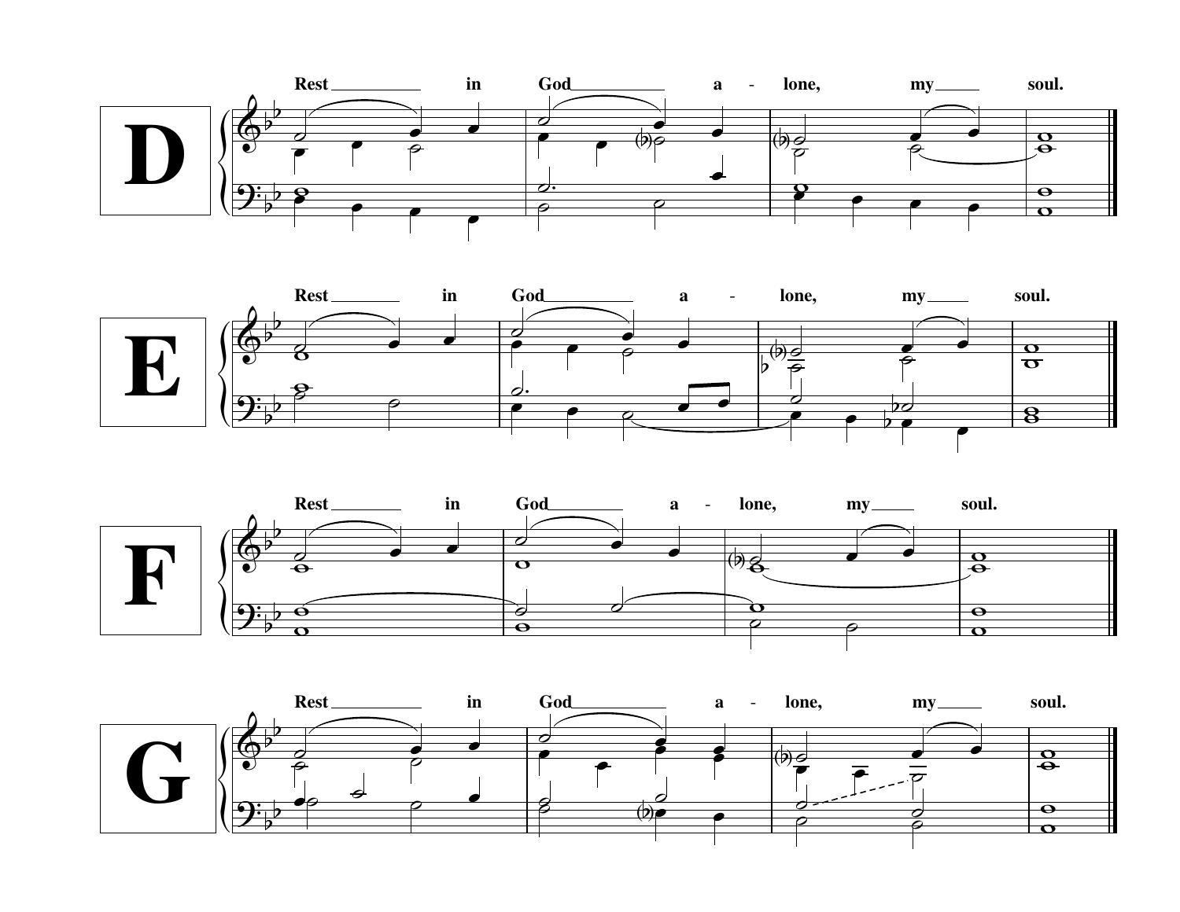**D**

Rest in God a - lone, my soul.

**E**

Rest in God a - lone, my soul.

**F**

Rest in God a - lone, my soul.

**G**

Rest in God a - lone, my soul.